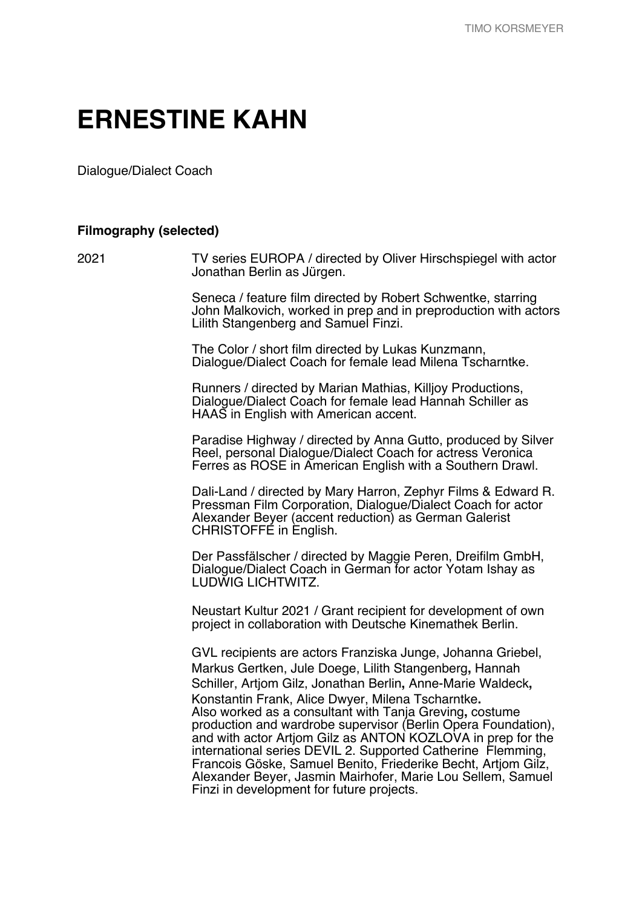# ERNESTINE KAHN

Dialogue/Dialect Coach

**Filmography (selected)**

2021

TV series EUROPA / directed by Oliver Hirschspiegel with actor Jonathan Berlin as Jürgen.

Seneca / feature film directed by Robert Schwentke, starring John Malkovich, worked in prep and in preproduction with actors Lilith Stangenberg and Samuel Finzi.

The Color / short film directed by Lukas Kunzmann, Dialogue/Dialect Coach for female lead Milena Tscharntke.

Runners / directed by Marian Mathias, Killjoy Productions, Dialogue/Dialect Coach for female lead Hannah Schiller as HAAS in English with American accent.

Paradise Highway / directed by Anna Gutto, produced by Silver Reel, personal Dialogue/Dialect Coach for actress Veronica Ferres as ROSE in American English with a Southern Drawl.

Dali-Land / directed by Mary Harron, Zephyr Films & Edward R. Pressman Film Corporation, Dialogue/Dialect Coach for actor Alexander Beyer (accent reduction) as German Galerist CHRISTOFFE in English.

Der Passfälscher / directed by Maggie Peren, Dreifilm GmbH, Dialogue/Dialect Coach in German for actor Yotam Ishay as LUDWIG LICHTWITZ.

Neustart Kultur 2021 / Grant recipient for development of own project in collaboration with Deutsche Kinemathek Berlin.

GVL recipients are actors Franziska Junge, Johanna Griebel, Markus Gertken, Jule Doege, Lilith Stangenberg, Hannah Schiller, Artjom Gilz, Jonathan Berlin, Anne-Marie Waldeck, Konstantin Frank, Alice Dwyer, Milena Tscharntke.
Also worked as a consultant with Tanja Greving, costume production and wardrobe supervisor (Berlin Opera Foundation), and with actor Artjom Gilz as ANTON KOZLOVA in prep for the international series DEVIL 2. Supported Catherine Flemming, Francois Göske, Samuel Benito, Friederike Becht, Artjom Gilz, Alexander Beyer, Jasmin Mairhofer, Marie Lou Sellem, Samuel Finzi in development for future projects.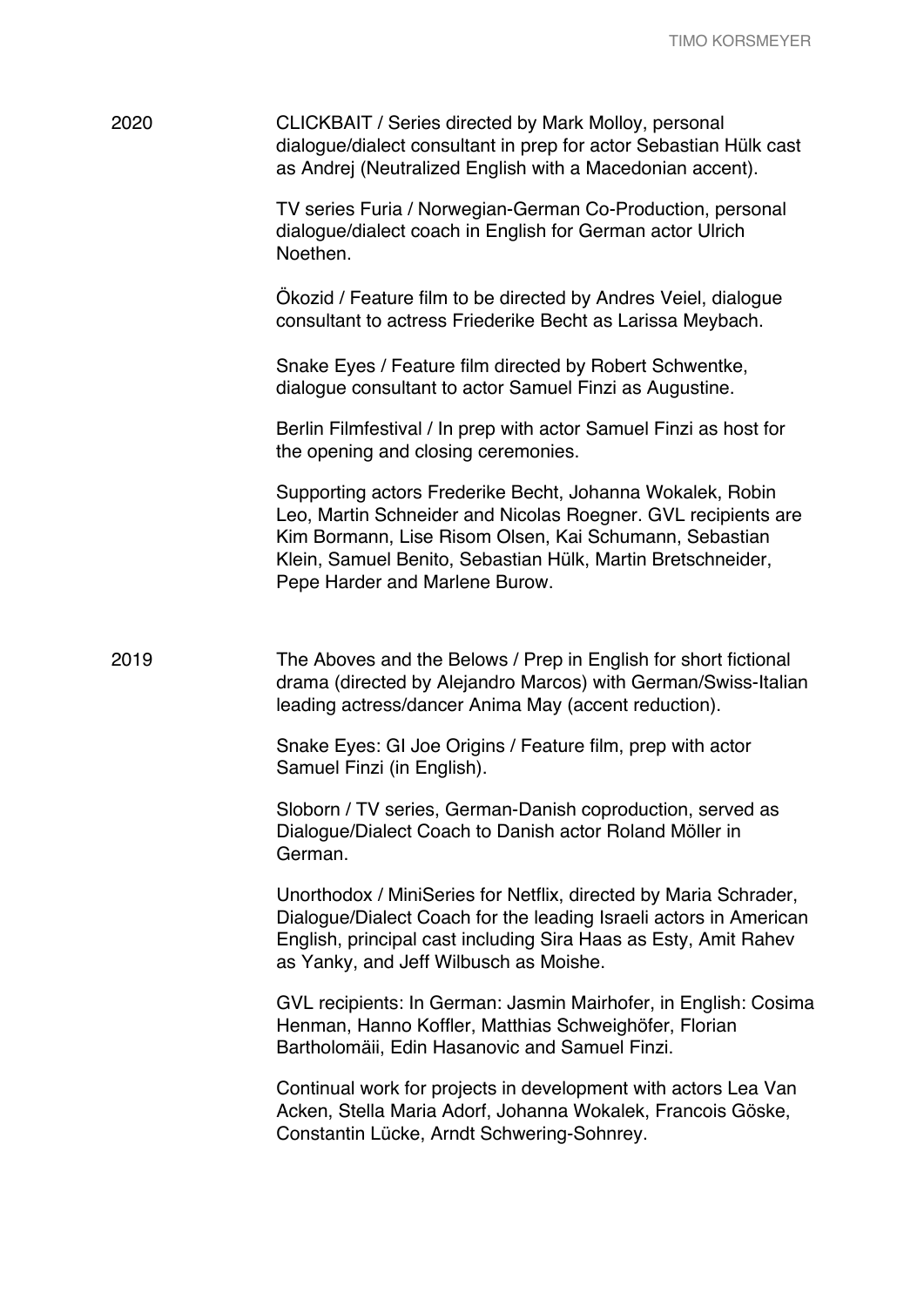## 2020

CLICKBAIT / Series directed by Mark Molloy, personal dialogue/dialect consultant in prep for actor Sebastian Hülk cast as Andrej (Neutralized English with a Macedonian accent).

TV series Furia / Norwegian-German Co-Production, personal dialogue/dialect coach in English for German actor Ulrich Noethen.

Ökozid / Feature film to be directed by Andres Veiel, dialogue consultant to actress Friederike Becht as Larissa Meybach.

Snake Eyes / Feature film directed by Robert Schwentke, dialogue consultant to actor Samuel Finzi as Augustine.

Berlin Filmfestival / In prep with actor Samuel Finzi as host for the opening and closing ceremonies.

Supporting actors Frederike Becht, Johanna Wokalek, Robin Leo, Martin Schneider and Nicolas Roegner. GVL recipients are Kim Bormann, Lise Risom Olsen, Kai Schumann, Sebastian Klein, Samuel Benito, Sebastian Hülk, Martin Bretschneider, Pepe Harder and Marlene Burow.

## 2019

The Aboves and the Belows / Prep in English for short fictional drama (directed by Alejandro Marcos) with German/Swiss-Italian leading actress/dancer Anima May (accent reduction).

Snake Eyes: GI Joe Origins / Feature film, prep with actor Samuel Finzi (in English).

Sloborn / TV series, German-Danish coproduction, served as Dialogue/Dialect Coach to Danish actor Roland Möller in German.

Unorthodox / MiniSeries for Netflix, directed by Maria Schrader, Dialogue/Dialect Coach for the leading Israeli actors in American English, principal cast including Sira Haas as Esty, Amit Rahev as Yanky, and Jeff Wilbusch as Moishe.

GVL recipients: In German: Jasmin Mairhofer, in English: Cosima Henman, Hanno Koffler, Matthias Schweighöfer, Florian Bartholomäii, Edin Hasanovic and Samuel Finzi.

Continual work for projects in development with actors Lea Van Acken, Stella Maria Adorf, Johanna Wokalek, Francois Göske, Constantin Lücke, Arndt Schwering-Sohnrey.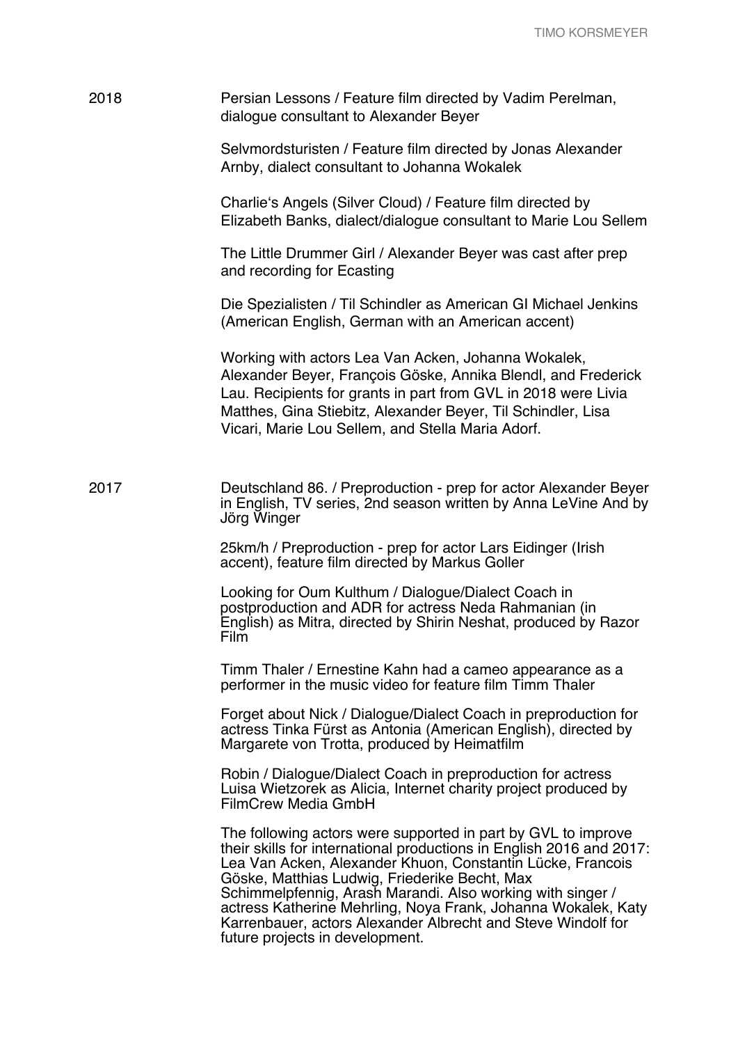2018

Persian Lessons / Feature film directed by Vadim Perelman, dialogue consultant to Alexander Beyer

Selvmordsturisten / Feature film directed by Jonas Alexander Arnby, dialect consultant to Johanna Wokalek

Charlie‘s Angels (Silver Cloud) / Feature film directed by Elizabeth Banks, dialect/dialogue consultant to Marie Lou Sellem

The Little Drummer Girl / Alexander Beyer was cast after prep and recording for Ecasting

Die Spezialisten / Til Schindler as American GI Michael Jenkins (American English, German with an American accent)

Working with actors Lea Van Acken, Johanna Wokalek, Alexander Beyer, François Göske, Annika Blendl, and Frederick Lau. Recipients for grants in part from GVL in 2018 were Livia Matthes, Gina Stiebitz, Alexander Beyer, Til Schindler, Lisa Vicari, Marie Lou Sellem, and Stella Maria Adorf.

2017

Deutschland 86. / Preproduction - prep for actor Alexander Beyer in English, TV series, 2nd season written by Anna LeVine And by Jörg Winger

25km/h / Preproduction - prep for actor Lars Eidinger (Irish accent), feature film directed by Markus Goller

Looking for Oum Kulthum / Dialogue/Dialect Coach in postproduction and ADR for actress Neda Rahmanian (in English) as Mitra, directed by Shirin Neshat, produced by Razor Film

Timm Thaler / Ernestine Kahn had a cameo appearance as a performer in the music video for feature film Timm Thaler

Forget about Nick / Dialogue/Dialect Coach in preproduction for actress Tinka Fürst as Antonia (American English), directed by Margarete von Trotta, produced by Heimatfilm

Robin / Dialogue/Dialect Coach in preproduction for actress Luisa Wietzorek as Alicia, Internet charity project produced by FilmCrew Media GmbH

The following actors were supported in part by GVL to improve their skills for international productions in English 2016 and 2017: Lea Van Acken, Alexander Khuon, Constantin Lücke, Francois Göske, Matthias Ludwig, Friederike Becht, Max Schimmelpfennig, Arash Marandi. Also working with singer / actress Katherine Mehrling, Noya Frank, Johanna Wokalek, Katy Karrenbauer, actors Alexander Albrecht and Steve Windolf for future projects in development.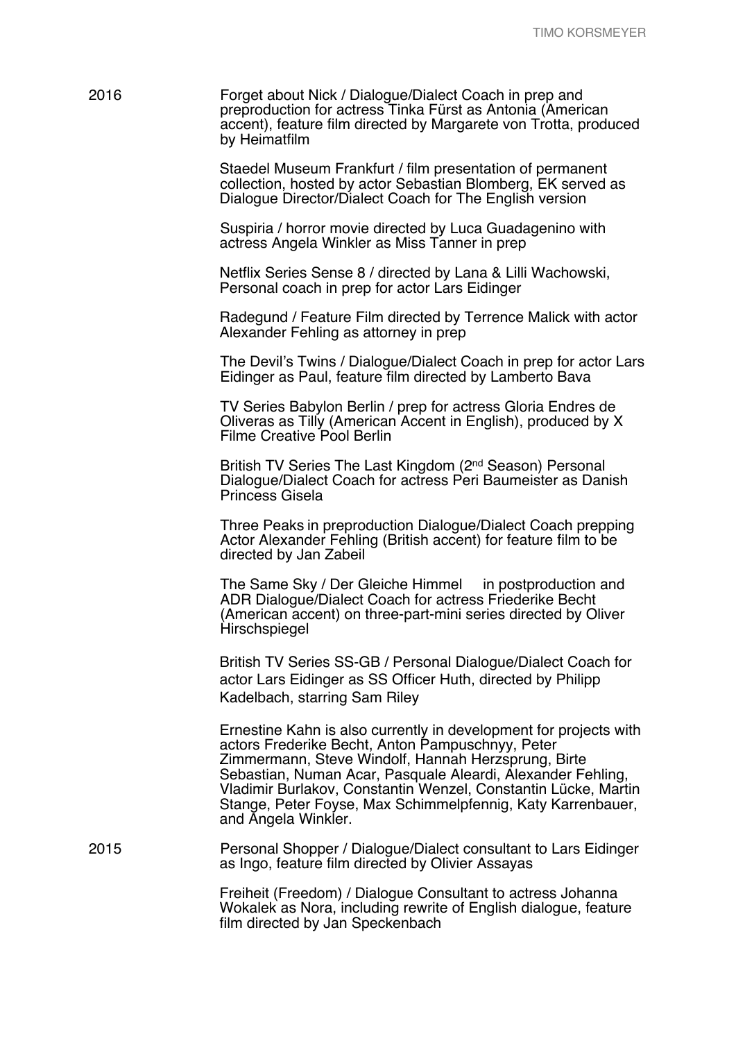2016

Forget about Nick / Dialogue/Dialect Coach in prep and preproduction for actress Tinka Fürst as Antonia (American accent), feature film directed by Margarete von Trotta, produced by Heimatfilm

Staedel Museum Frankfurt / film presentation of permanent collection, hosted by actor Sebastian Blomberg, EK served as Dialogue Director/Dialect Coach for The English version

Suspiria / horror movie directed by Luca Guadagenino with actress Angela Winkler as Miss Tanner in prep

Netflix Series Sense 8 / directed by Lana & Lilli Wachowski, Personal coach in prep for actor Lars Eidinger

Radegund / Feature Film directed by Terrence Malick with actor Alexander Fehling as attorney in prep

The Devil's Twins / Dialogue/Dialect Coach in prep for actor Lars Eidinger as Paul, feature film directed by Lamberto Bava

TV Series Babylon Berlin / prep for actress Gloria Endres de Oliveras as Tilly (American Accent in English), produced by X Filme Creative Pool Berlin

British TV Series The Last Kingdom (2nd Season) Personal Dialogue/Dialect Coach for actress Peri Baumeister as Danish Princess Gisela

Three Peaks in preproduction Dialogue/Dialect Coach prepping Actor Alexander Fehling (British accent) for feature film to be directed by Jan Zabeil

The Same Sky / Der Gleiche Himmel in postproduction and ADR Dialogue/Dialect Coach for actress Friederike Becht (American accent) on three-part-mini series directed by Oliver Hirschspiegel

British TV Series SS-GB / Personal Dialogue/Dialect Coach for actor Lars Eidinger as SS Officer Huth, directed by Philipp Kadelbach, starring Sam Riley

Ernestine Kahn is also currently in development for projects with actors Frederike Becht, Anton Pampuschnyy, Peter Zimmermann, Steve Windolf, Hannah Herzsprung, Birte Sebastian, Numan Acar, Pasquale Aleardi, Alexander Fehling, Vladimir Burlakov, Constantin Wenzel, Constantin Lücke, Martin Stange, Peter Foyse, Max Schimmelpfennig, Katy Karrenbauer, and Angela Winkler.

2015

Personal Shopper / Dialogue/Dialect consultant to Lars Eidinger as Ingo, feature film directed by Olivier Assayas

Freiheit (Freedom) / Dialogue Consultant to actress Johanna Wokalek as Nora, including rewrite of English dialogue, feature film directed by Jan Speckenbach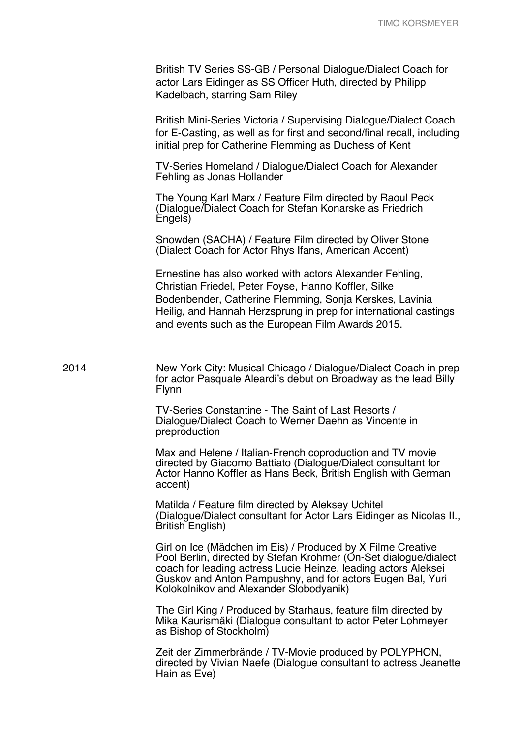British TV Series SS-GB / Personal Dialogue/Dialect Coach for actor Lars Eidinger as SS Officer Huth, directed by Philipp Kadelbach, starring Sam Riley

British Mini-Series Victoria / Supervising Dialogue/Dialect Coach for E-Casting, as well as for first and second/final recall, including initial prep for Catherine Flemming as Duchess of Kent

TV-Series Homeland / Dialogue/Dialect Coach for Alexander Fehling as Jonas Hollander

The Young Karl Marx / Feature Film directed by Raoul Peck (Dialogue/Dialect Coach for Stefan Konarske as Friedrich Engels)

Snowden (SACHA) / Feature Film directed by Oliver Stone (Dialect Coach for Actor Rhys Ifans, American Accent)

Ernestine has also worked with actors Alexander Fehling, Christian Friedel, Peter Foyse, Hanno Koffler, Silke Bodenbender, Catherine Flemming, Sonja Kerskes, Lavinia Heilig, and Hannah Herzsprung in prep for international castings and events such as the European Film Awards 2015.

2014

New York City: Musical Chicago / Dialogue/Dialect Coach in prep for actor Pasquale Aleardi's debut on Broadway as the lead Billy Flynn

TV-Series Constantine - The Saint of Last Resorts / Dialogue/Dialect Coach to Werner Daehn as Vincente in preproduction

Max and Helene / Italian-French coproduction and TV movie directed by Giacomo Battiato (Dialogue/Dialect consultant for Actor Hanno Koffler as Hans Beck, British English with German accent)

Matilda / Feature film directed by Aleksey Uchitel (Dialogue/Dialect consultant for Actor Lars Eidinger as Nicolas II., British English)

Girl on Ice (Mädchen im Eis) / Produced by X Filme Creative Pool Berlin, directed by Stefan Krohmer (On-Set dialogue/dialect coach for leading actress Lucie Heinze, leading actors Aleksei Guskov and Anton Pampushny, and for actors Eugen Bal, Yuri Kolokolnikov and Alexander Slobodyanik)

The Girl King / Produced by Starhaus, feature film directed by Mika Kaurismäki (Dialogue consultant to actor Peter Lohmeyer as Bishop of Stockholm)

Zeit der Zimmerbrände / TV-Movie produced by POLYPHON, directed by Vivian Naefe (Dialogue consultant to actress Jeanette Hain as Eve)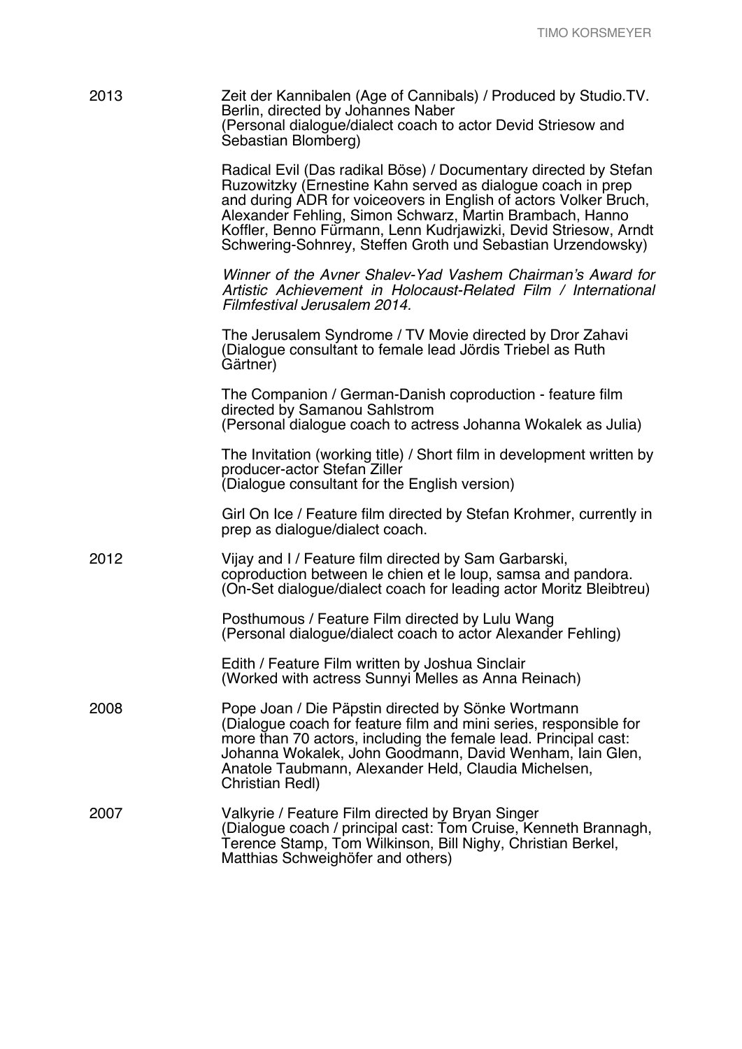2013

Zeit der Kannibalen (Age of Cannibals) / Produced by Studio.TV. Berlin, directed by Johannes Naber
(Personal dialogue/dialect coach to actor Devid Striesow and Sebastian Blomberg)

Radical Evil (Das radikal Böse) / Documentary directed by Stefan Ruzowitzky (Ernestine Kahn served as dialogue coach in prep and during ADR for voiceovers in English of actors Volker Bruch, Alexander Fehling, Simon Schwarz, Martin Brambach, Hanno Koffler, Benno Fürmann, Lenn Kudrjawizki, Devid Striesow, Arndt Schwering-Sohnrey, Steffen Groth und Sebastian Urzendowsky)

*Winner of the Avner Shalev-Yad Vashem Chairman's Award for Artistic Achievement in Holocaust-Related Film / International Filmfestival Jerusalem 2014.*

The Jerusalem Syndrome / TV Movie directed by Dror Zahavi
(Dialogue consultant to female lead Jördis Triebel as Ruth Gärtner)

The Companion / German-Danish coproduction - feature film directed by Samanou Sahlstrom
(Personal dialogue coach to actress Johanna Wokalek as Julia)

The Invitation (working title) / Short film in development written by producer-actor Stefan Ziller
(Dialogue consultant for the English version)

Girl On Ice / Feature film directed by Stefan Krohmer, currently in prep as dialogue/dialect coach.

2012

Vijay and I / Feature film directed by Sam Garbarski, coproduction between le chien et le loup, samsa and pandora.
(On-Set dialogue/dialect coach for leading actor Moritz Bleibtreu)

Posthumous / Feature Film directed by Lulu Wang
(Personal dialogue/dialect coach to actor Alexander Fehling)

Edith / Feature Film written by Joshua Sinclair
(Worked with actress Sunnyi Melles as Anna Reinach)

2008

Pope Joan / Die Päpstin directed by Sönke Wortmann
(Dialogue coach for feature film and mini series, responsible for more than 70 actors, including the female lead. Principal cast: Johanna Wokalek, John Goodmann, David Wenham, Iain Glen, Anatole Taubmann, Alexander Held, Claudia Michelsen, Christian Redl)

2007

Valkyrie / Feature Film directed by Bryan Singer
(Dialogue coach / principal cast: Tom Cruise, Kenneth Brannagh, Terence Stamp, Tom Wilkinson, Bill Nighy, Christian Berkel, Matthias Schweighöfer and others)